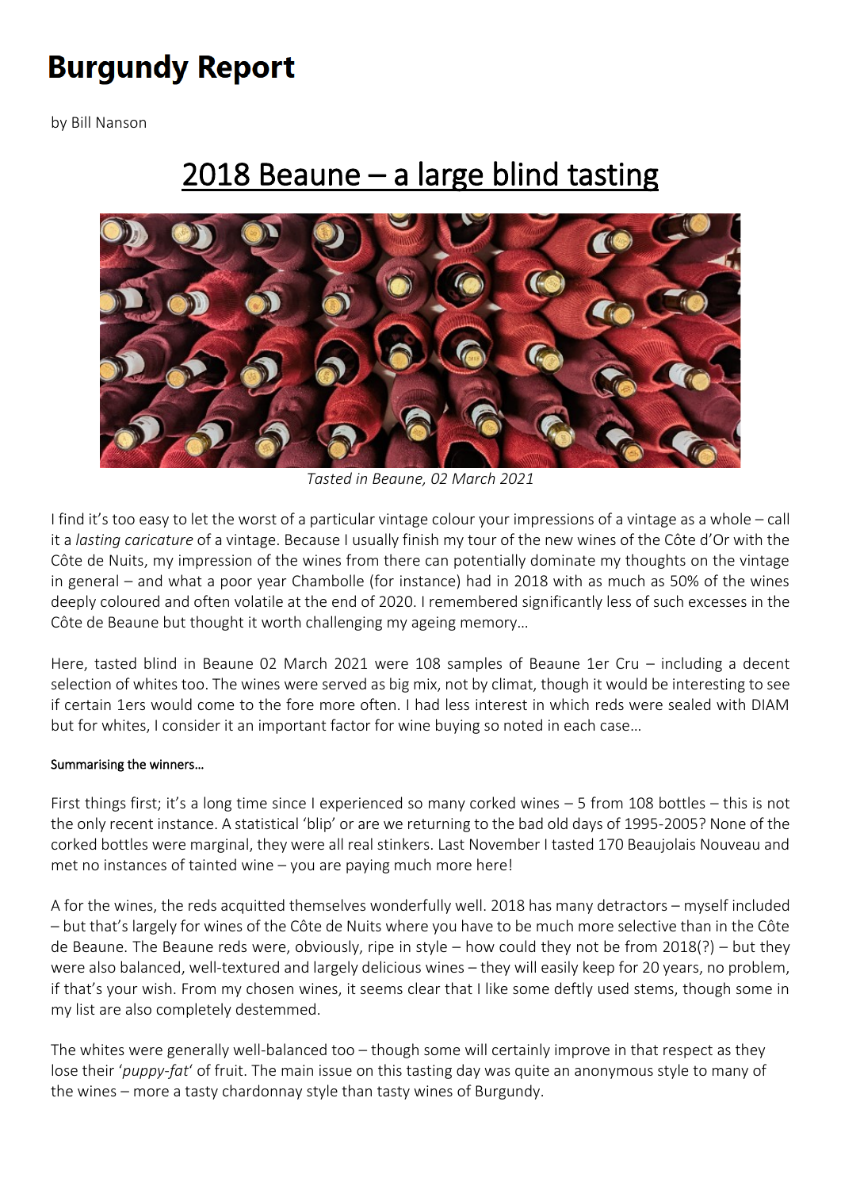# Burgundy Report

by Bill Nanson

## 2018 Beaune – a large blind tasting

*Tasted in Beaune, 02 March 2021*

I find it's too easy to let the worst of a particular vintage colour your impressions of a vintage as a whole – call it a *lasting caricature* of a vintage. Because I usually finish my tour of the new wines of the Côte d'Or with the Côte de Nuits, my impression of the wines from there can potentially dominate my thoughts on the vintage in general – and what a poor year Chambolle (for instance) had in 2018 with as much as 50% of the wines deeply coloured and often volatile at the end of 2020. I remembered significantly less of such excesses in the Côte de Beaune but thought it worth challenging my ageing memory…

Here, tasted blind in Beaune 02 March 2021 were 108 samples of Beaune 1er Cru – including a decent selection of whites too. The wines were served as big mix, not by climat, though it would be interesting to see if certain 1ers would come to the fore more often. I had less interest in which reds were sealed with DIAM but for whites, I consider it an important factor for wine buying so noted in each case…

#### Summarising the winners…

First things first; it's a long time since I experienced so many corked wines – 5 from 108 bottles – this is not the only recent instance. A statistical 'blip' or are we returning to the bad old days of 1995-2005? None of the corked bottles were marginal, they were all real stinkers. Last November I tasted 170 Beaujolais Nouveau and met no instances of tainted wine – you are paying much more here!

A for the wines, the reds acquitted themselves wonderfully well. 2018 has many detractors – myself included – but that's largely for wines of the Côte de Nuits where you have to be much more selective than in the Côte de Beaune. The Beaune reds were, obviously, ripe in style – how could they not be from 2018(?) – but they were also balanced, well-textured and largely delicious wines – they will easily keep for 20 years, no problem, if that's your wish. From my chosen wines, it seems clear that I like some deftly used stems, though some in my list are also completely destemmed.

The whites were generally well-balanced too – though some will certainly improve in that respect as they lose their '*puppy-fat*' of fruit. The main issue on this tasting day was quite an anonymous style to many of the wines – more a tasty chardonnay style than tasty wines of Burgundy.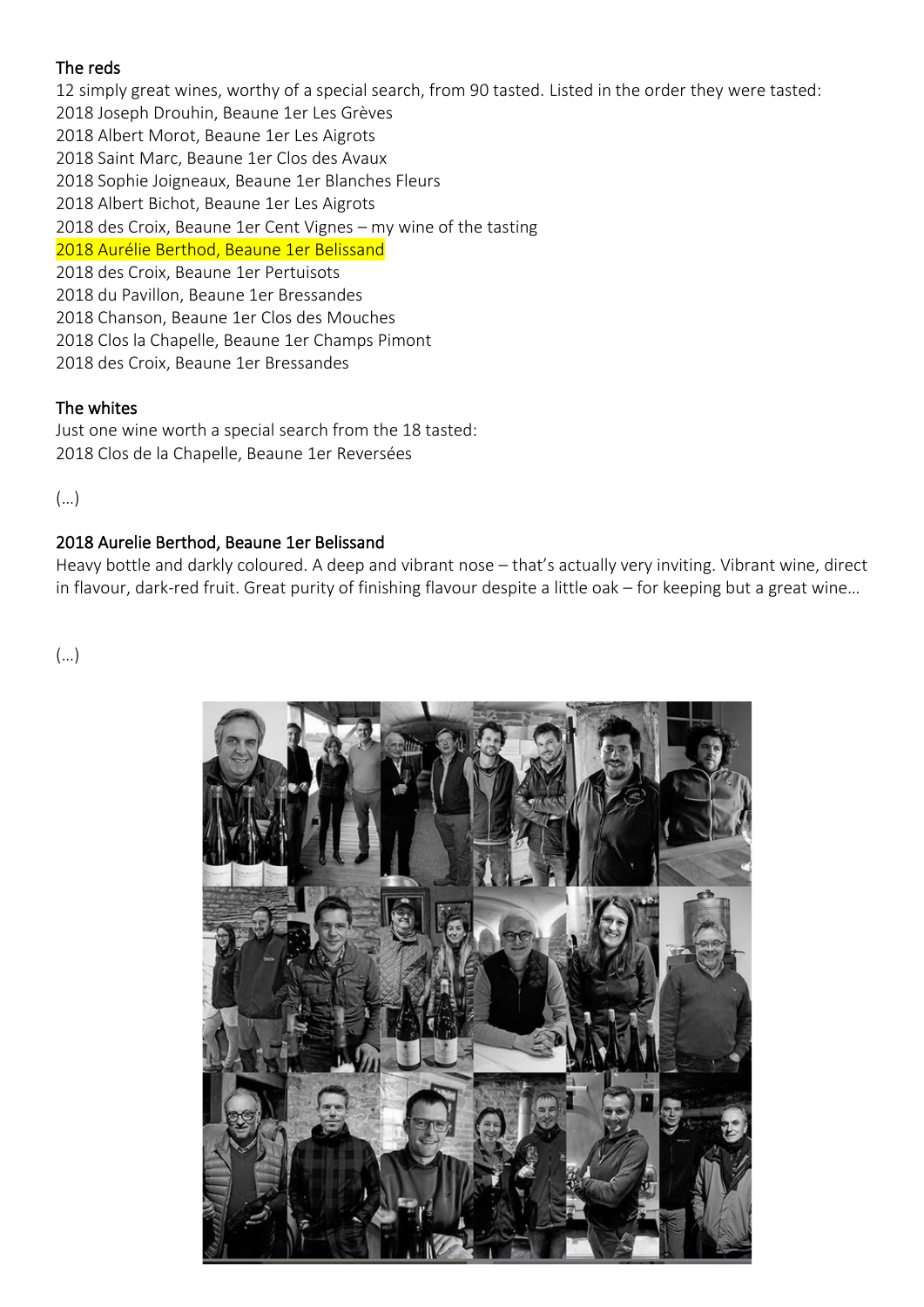### The reds

12 simply great wines, worthy of a special search, from 90 tasted. Listed in the order they were tasted:

2018 Joseph Drouhin, Beaune 1er Les Grèves
2018 Albert Morot, Beaune 1er Les Aigrots
2018 Saint Marc, Beaune 1er Clos des Avaux
2018 Sophie Joigneaux, Beaune 1er Blanches Fleurs
2018 Albert Bichot, Beaune 1er Les Aigrots
2018 des Croix, Beaune 1er Cent Vignes – my wine of the tasting
2018 Aurélie Berthod, Beaune 1er Belissand
2018 des Croix, Beaune 1er Pertuisots
2018 du Pavillon, Beaune 1er Bressandes
2018 Chanson, Beaune 1er Clos des Mouches
2018 Clos la Chapelle, Beaune 1er Champs Pimont
2018 des Croix, Beaune 1er Bressandes

### The whites

Just one wine worth a special search from the 18 tasted:
2018 Clos de la Chapelle, Beaune 1er Reversées

(...)

### 2018 Aurelie Berthod, Beaune 1er Belissand

Heavy bottle and darkly coloured. A deep and vibrant nose – that's actually very inviting. Vibrant wine, direct in flavour, dark-red fruit. Great purity of finishing flavour despite a little oak – for keeping but a great wine…

(...)